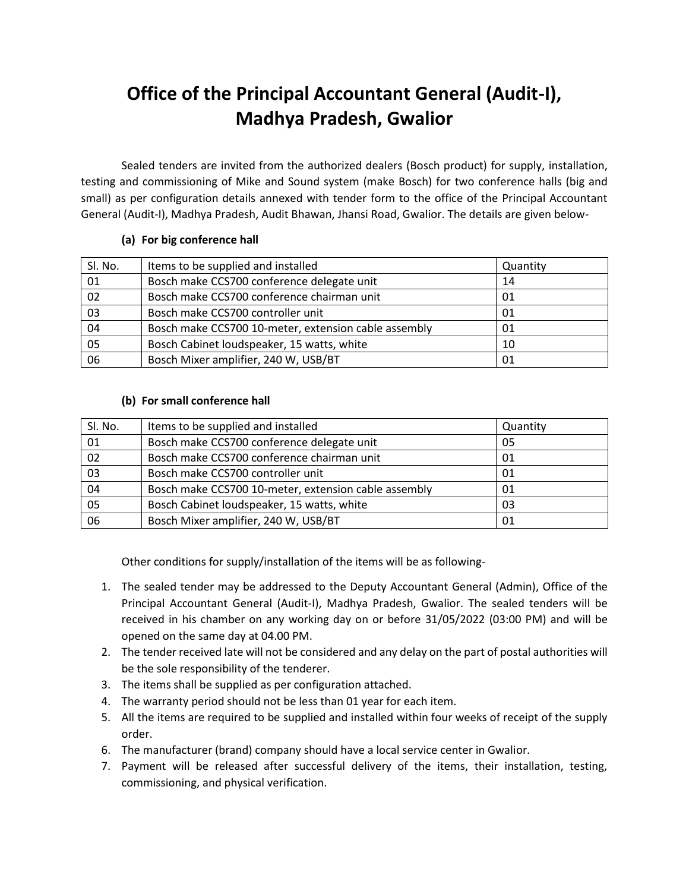# Office of the Principal Accountant General (Audit-I), Madhya Pradesh, Gwalior

Sealed tenders are invited from the authorized dealers (Bosch product) for supply, installation, testing and commissioning of Mike and Sound system (make Bosch) for two conference halls (big and small) as per configuration details annexed with tender form to the office of the Principal Accountant General (Audit-I), Madhya Pradesh, Audit Bhawan, Jhansi Road, Gwalior. The details are given below-

**(a) For big conference hall**

| Sl. No. | Items to be supplied and installed | Quantity |
|---|---|---|
| 01 | Bosch make CCS700 conference delegate unit | 14 |
| 02 | Bosch make CCS700 conference chairman unit | 01 |
| 03 | Bosch make CCS700 controller unit | 01 |
| 04 | Bosch make CCS700 10-meter, extension cable assembly | 01 |
| 05 | Bosch Cabinet loudspeaker, 15 watts, white | 10 |
| 06 | Bosch Mixer amplifier, 240 W, USB/BT | 01 |

**(b) For small conference hall**

| Sl. No. | Items to be supplied and installed | Quantity |
|---|---|---|
| 01 | Bosch make CCS700 conference delegate unit | 05 |
| 02 | Bosch make CCS700 conference chairman unit | 01 |
| 03 | Bosch make CCS700 controller unit | 01 |
| 04 | Bosch make CCS700 10-meter, extension cable assembly | 01 |
| 05 | Bosch Cabinet loudspeaker, 15 watts, white | 03 |
| 06 | Bosch Mixer amplifier, 240 W, USB/BT | 01 |

Other conditions for supply/installation of the items will be as following-

1. The sealed tender may be addressed to the Deputy Accountant General (Admin), Office of the Principal Accountant General (Audit-I), Madhya Pradesh, Gwalior. The sealed tenders will be received in his chamber on any working day on or before 31/05/2022 (03:00 PM) and will be opened on the same day at 04.00 PM.
2. The tender received late will not be considered and any delay on the part of postal authorities will be the sole responsibility of the tenderer.
3. The items shall be supplied as per configuration attached.
4. The warranty period should not be less than 01 year for each item.
5. All the items are required to be supplied and installed within four weeks of receipt of the supply order.
6. The manufacturer (brand) company should have a local service center in Gwalior.
7. Payment will be released after successful delivery of the items, their installation, testing, commissioning, and physical verification.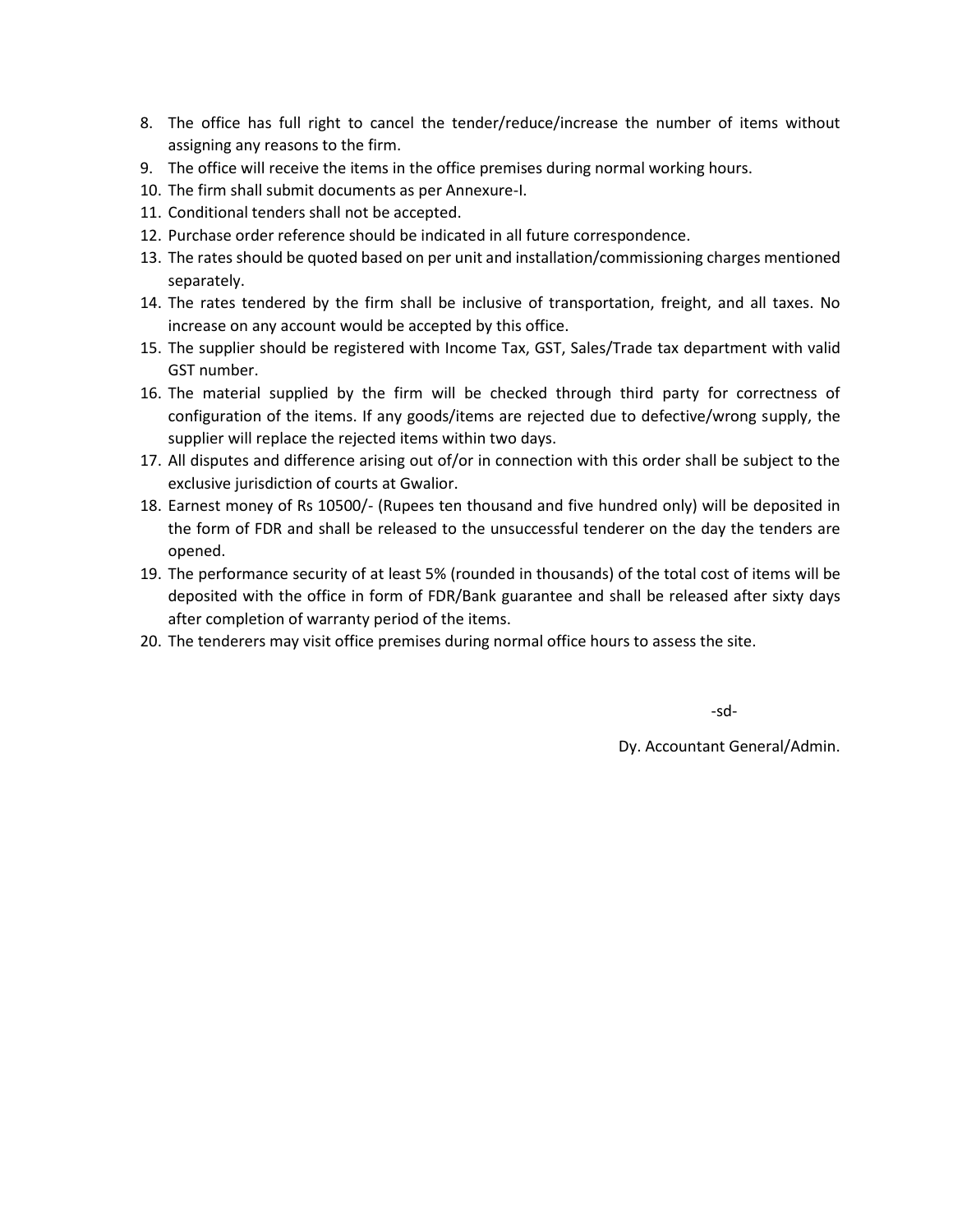8. The office has full right to cancel the tender/reduce/increase the number of items without assigning any reasons to the firm.
9. The office will receive the items in the office premises during normal working hours.
10. The firm shall submit documents as per Annexure-I.
11. Conditional tenders shall not be accepted.
12. Purchase order reference should be indicated in all future correspondence.
13. The rates should be quoted based on per unit and installation/commissioning charges mentioned separately.
14. The rates tendered by the firm shall be inclusive of transportation, freight, and all taxes. No increase on any account would be accepted by this office.
15. The supplier should be registered with Income Tax, GST, Sales/Trade tax department with valid GST number.
16. The material supplied by the firm will be checked through third party for correctness of configuration of the items. If any goods/items are rejected due to defective/wrong supply, the supplier will replace the rejected items within two days.
17. All disputes and difference arising out of/or in connection with this order shall be subject to the exclusive jurisdiction of courts at Gwalior.
18. Earnest money of Rs 10500/- (Rupees ten thousand and five hundred only) will be deposited in the form of FDR and shall be released to the unsuccessful tenderer on the day the tenders are opened.
19. The performance security of at least 5% (rounded in thousands) of the total cost of items will be deposited with the office in form of FDR/Bank guarantee and shall be released after sixty days after completion of warranty period of the items.
20. The tenderers may visit office premises during normal office hours to assess the site.

-sd-

Dy. Accountant General/Admin.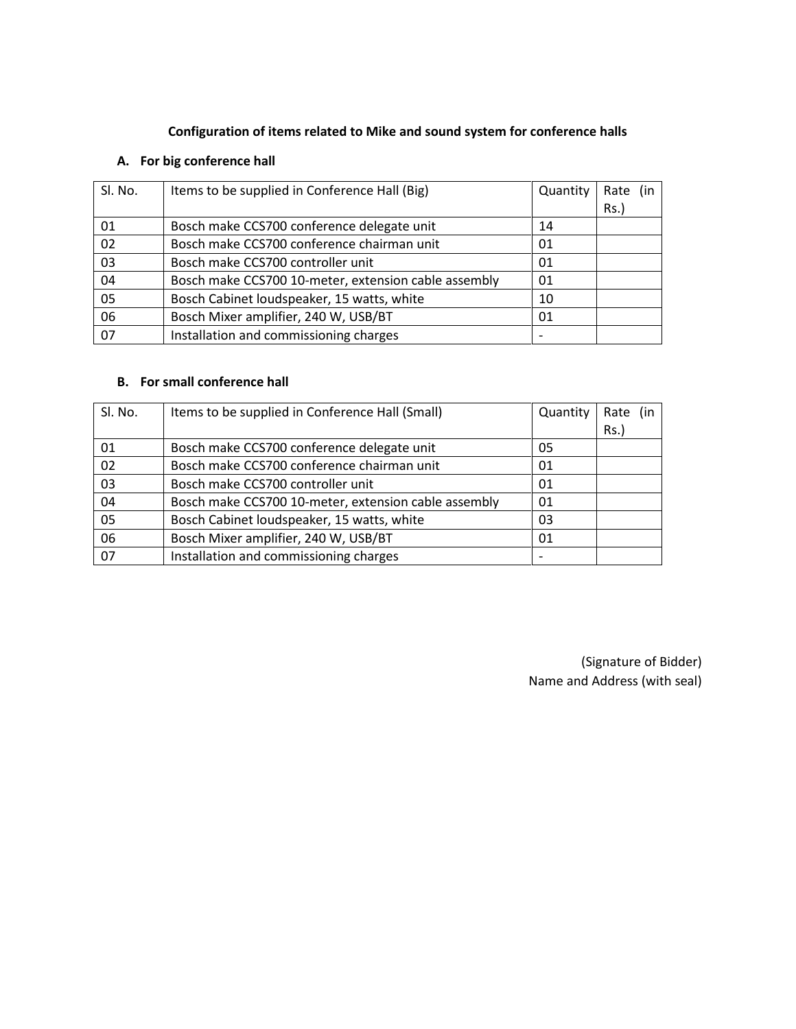## Configuration of items related to Mike and sound system for conference halls

### A. For big conference hall

| Sl. No. | Items to be supplied in Conference Hall (Big) | Quantity | Rate (in Rs.) |
|---|---|---|---|
| 01 | Bosch make CCS700 conference delegate unit | 14 | |
| 02 | Bosch make CCS700 conference chairman unit | 01 | |
| 03 | Bosch make CCS700 controller unit | 01 | |
| 04 | Bosch make CCS700 10-meter, extension cable assembly | 01 | |
| 05 | Bosch Cabinet loudspeaker, 15 watts, white | 10 | |
| 06 | Bosch Mixer amplifier, 240 W, USB/BT | 01 | |
| 07 | Installation and commissioning charges | - | |

### B. For small conference hall

| Sl. No. | Items to be supplied in Conference Hall (Small) | Quantity | Rate (in Rs.) |
|---|---|---|---|
| 01 | Bosch make CCS700 conference delegate unit | 05 | |
| 02 | Bosch make CCS700 conference chairman unit | 01 | |
| 03 | Bosch make CCS700 controller unit | 01 | |
| 04 | Bosch make CCS700 10-meter, extension cable assembly | 01 | |
| 05 | Bosch Cabinet loudspeaker, 15 watts, white | 03 | |
| 06 | Bosch Mixer amplifier, 240 W, USB/BT | 01 | |
| 07 | Installation and commissioning charges | - | |

(Signature of Bidder)
Name and Address (with seal)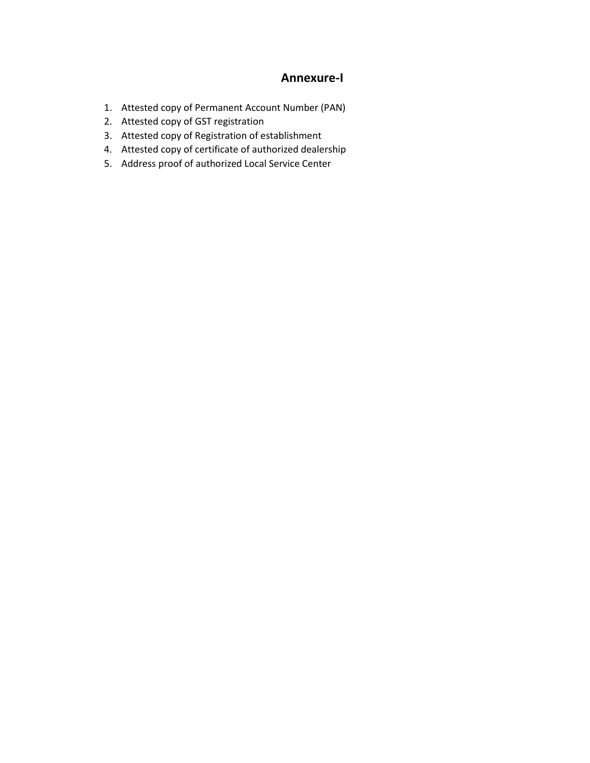## Annexure-I

1. Attested copy of Permanent Account Number (PAN)
2. Attested copy of GST registration
3. Attested copy of Registration of establishment
4. Attested copy of certificate of authorized dealership
5. Address proof of authorized Local Service Center